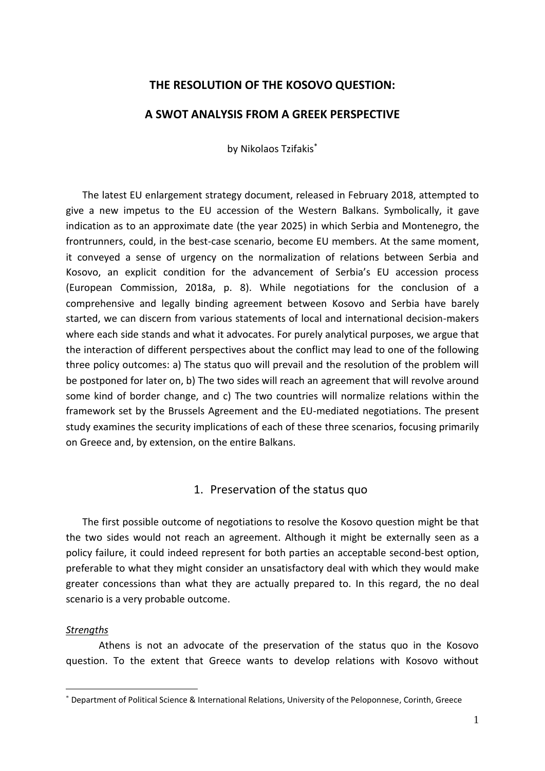# THE RESOLUTION OF THE KOSOVO QUESTION:

# A SWOT ANALYSIS FROM A GREEK PERSPECTIVE

by Nikolaos Tzifakis[*]

The latest EU enlargement strategy document, released in February 2018, attempted to give a new impetus to the EU accession of the Western Balkans. Symbolically, it gave indication as to an approximate date (the year 2025) in which Serbia and Montenegro, the frontrunners, could, in the best-case scenario, become EU members. At the same moment, it conveyed a sense of urgency on the normalization of relations between Serbia and Kosovo, an explicit condition for the advancement of Serbia's EU accession process (European Commission, 2018a, p. 8). While negotiations for the conclusion of a comprehensive and legally binding agreement between Kosovo and Serbia have barely started, we can discern from various statements of local and international decision-makers where each side stands and what it advocates. For purely analytical purposes, we argue that the interaction of different perspectives about the conflict may lead to one of the following three policy outcomes: a) The status quo will prevail and the resolution of the problem will be postponed for later on, b) The two sides will reach an agreement that will revolve around some kind of border change, and c) The two countries will normalize relations within the framework set by the Brussels Agreement and the EU-mediated negotiations. The present study examines the security implications of each of these three scenarios, focusing primarily on Greece and, by extension, on the entire Balkans.

## 1. Preservation of the status quo

The first possible outcome of negotiations to resolve the Kosovo question might be that the two sides would not reach an agreement. Although it might be externally seen as a policy failure, it could indeed represent for both parties an acceptable second-best option, preferable to what they might consider an unsatisfactory deal with which they would make greater concessions than what they are actually prepared to. In this regard, the no deal scenario is a very probable outcome.

*Strengths*

Athens is not an advocate of the preservation of the status quo in the Kosovo question. To the extent that Greece wants to develop relations with Kosovo without

[*] Department of Political Science & International Relations, University of the Peloponnese, Corinth, Greece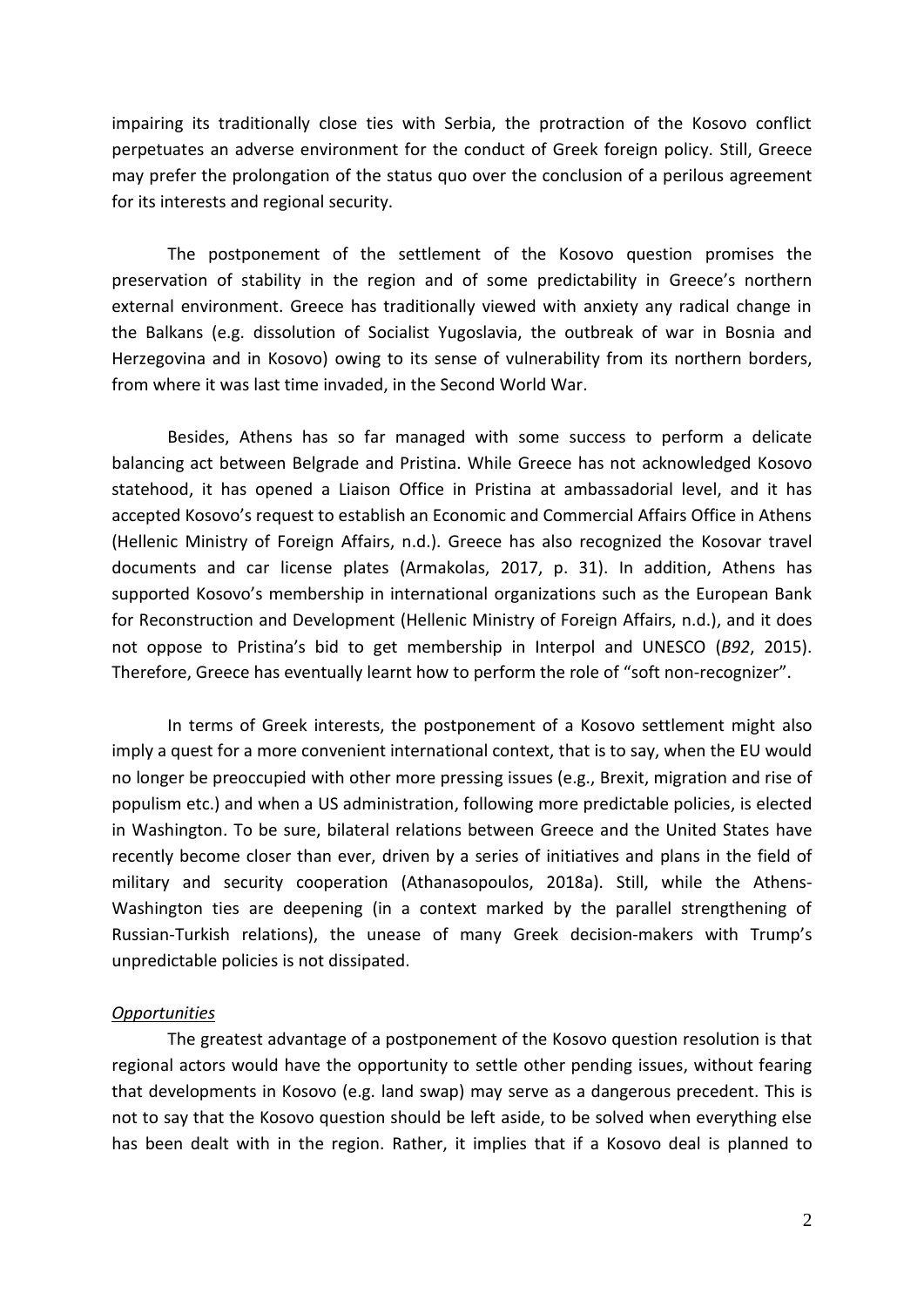impairing its traditionally close ties with Serbia, the protraction of the Kosovo conflict perpetuates an adverse environment for the conduct of Greek foreign policy. Still, Greece may prefer the prolongation of the status quo over the conclusion of a perilous agreement for its interests and regional security.

The postponement of the settlement of the Kosovo question promises the preservation of stability in the region and of some predictability in Greece's northern external environment. Greece has traditionally viewed with anxiety any radical change in the Balkans (e.g. dissolution of Socialist Yugoslavia, the outbreak of war in Bosnia and Herzegovina and in Kosovo) owing to its sense of vulnerability from its northern borders, from where it was last time invaded, in the Second World War.

Besides, Athens has so far managed with some success to perform a delicate balancing act between Belgrade and Pristina. While Greece has not acknowledged Kosovo statehood, it has opened a Liaison Office in Pristina at ambassadorial level, and it has accepted Kosovo's request to establish an Economic and Commercial Affairs Office in Athens (Hellenic Ministry of Foreign Affairs, n.d.). Greece has also recognized the Kosovar travel documents and car license plates (Armakolas, 2017, p. 31). In addition, Athens has supported Kosovo's membership in international organizations such as the European Bank for Reconstruction and Development (Hellenic Ministry of Foreign Affairs, n.d.), and it does not oppose to Pristina's bid to get membership in Interpol and UNESCO (*B92*, 2015). Therefore, Greece has eventually learnt how to perform the role of "soft non-recognizer".

In terms of Greek interests, the postponement of a Kosovo settlement might also imply a quest for a more convenient international context, that is to say, when the EU would no longer be preoccupied with other more pressing issues (e.g., Brexit, migration and rise of populism etc.) and when a US administration, following more predictable policies, is elected in Washington. To be sure, bilateral relations between Greece and the United States have recently become closer than ever, driven by a series of initiatives and plans in the field of military and security cooperation (Athanasopoulos, 2018a). Still, while the Athens-Washington ties are deepening (in a context marked by the parallel strengthening of Russian-Turkish relations), the unease of many Greek decision-makers with Trump's unpredictable policies is not dissipated.

*Opportunities*

The greatest advantage of a postponement of the Kosovo question resolution is that regional actors would have the opportunity to settle other pending issues, without fearing that developments in Kosovo (e.g. land swap) may serve as a dangerous precedent. This is not to say that the Kosovo question should be left aside, to be solved when everything else has been dealt with in the region. Rather, it implies that if a Kosovo deal is planned to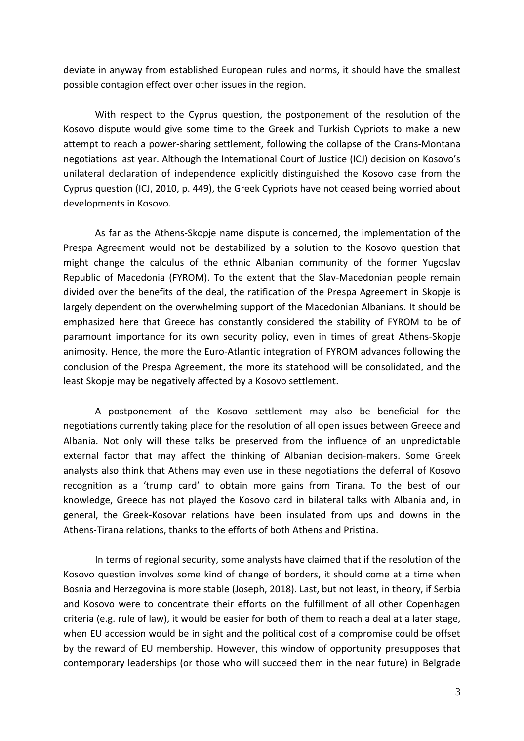deviate in anyway from established European rules and norms, it should have the smallest possible contagion effect over other issues in the region.

With respect to the Cyprus question, the postponement of the resolution of the Kosovo dispute would give some time to the Greek and Turkish Cypriots to make a new attempt to reach a power-sharing settlement, following the collapse of the Crans-Montana negotiations last year. Although the International Court of Justice (ICJ) decision on Kosovo's unilateral declaration of independence explicitly distinguished the Kosovo case from the Cyprus question (ICJ, 2010, p. 449), the Greek Cypriots have not ceased being worried about developments in Kosovo.

As far as the Athens-Skopje name dispute is concerned, the implementation of the Prespa Agreement would not be destabilized by a solution to the Kosovo question that might change the calculus of the ethnic Albanian community of the former Yugoslav Republic of Macedonia (FYROM). To the extent that the Slav-Macedonian people remain divided over the benefits of the deal, the ratification of the Prespa Agreement in Skopje is largely dependent on the overwhelming support of the Macedonian Albanians. It should be emphasized here that Greece has constantly considered the stability of FYROM to be of paramount importance for its own security policy, even in times of great Athens-Skopje animosity. Hence, the more the Euro-Atlantic integration of FYROM advances following the conclusion of the Prespa Agreement, the more its statehood will be consolidated, and the least Skopje may be negatively affected by a Kosovo settlement.

A postponement of the Kosovo settlement may also be beneficial for the negotiations currently taking place for the resolution of all open issues between Greece and Albania. Not only will these talks be preserved from the influence of an unpredictable external factor that may affect the thinking of Albanian decision-makers. Some Greek analysts also think that Athens may even use in these negotiations the deferral of Kosovo recognition as a 'trump card' to obtain more gains from Tirana. To the best of our knowledge, Greece has not played the Kosovo card in bilateral talks with Albania and, in general, the Greek-Kosovar relations have been insulated from ups and downs in the Athens-Tirana relations, thanks to the efforts of both Athens and Pristina.

In terms of regional security, some analysts have claimed that if the resolution of the Kosovo question involves some kind of change of borders, it should come at a time when Bosnia and Herzegovina is more stable (Joseph, 2018). Last, but not least, in theory, if Serbia and Kosovo were to concentrate their efforts on the fulfillment of all other Copenhagen criteria (e.g. rule of law), it would be easier for both of them to reach a deal at a later stage, when EU accession would be in sight and the political cost of a compromise could be offset by the reward of EU membership. However, this window of opportunity presupposes that contemporary leaderships (or those who will succeed them in the near future) in Belgrade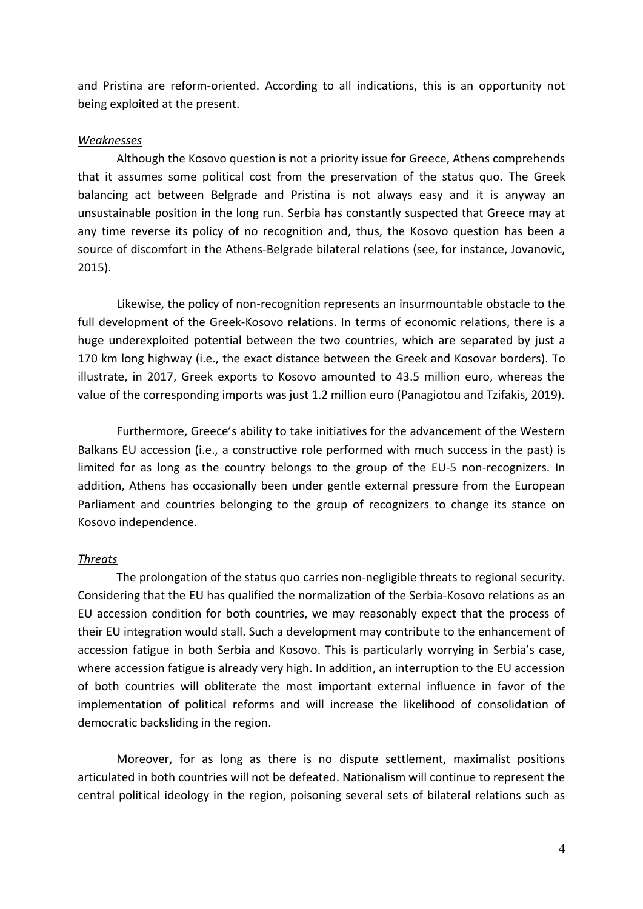and Pristina are reform-oriented. According to all indications, this is an opportunity not being exploited at the present.

*Weaknesses*

Although the Kosovo question is not a priority issue for Greece, Athens comprehends that it assumes some political cost from the preservation of the status quo. The Greek balancing act between Belgrade and Pristina is not always easy and it is anyway an unsustainable position in the long run. Serbia has constantly suspected that Greece may at any time reverse its policy of no recognition and, thus, the Kosovo question has been a source of discomfort in the Athens-Belgrade bilateral relations (see, for instance, Jovanovic, 2015).

Likewise, the policy of non-recognition represents an insurmountable obstacle to the full development of the Greek-Kosovo relations. In terms of economic relations, there is a huge underexploited potential between the two countries, which are separated by just a 170 km long highway (i.e., the exact distance between the Greek and Kosovar borders). To illustrate, in 2017, Greek exports to Kosovo amounted to 43.5 million euro, whereas the value of the corresponding imports was just 1.2 million euro (Panagiotou and Tzifakis, 2019).

Furthermore, Greece's ability to take initiatives for the advancement of the Western Balkans EU accession (i.e., a constructive role performed with much success in the past) is limited for as long as the country belongs to the group of the EU-5 non-recognizers. In addition, Athens has occasionally been under gentle external pressure from the European Parliament and countries belonging to the group of recognizers to change its stance on Kosovo independence.

*Threats*

The prolongation of the status quo carries non-negligible threats to regional security. Considering that the EU has qualified the normalization of the Serbia-Kosovo relations as an EU accession condition for both countries, we may reasonably expect that the process of their EU integration would stall. Such a development may contribute to the enhancement of accession fatigue in both Serbia and Kosovo. This is particularly worrying in Serbia's case, where accession fatigue is already very high. In addition, an interruption to the EU accession of both countries will obliterate the most important external influence in favor of the implementation of political reforms and will increase the likelihood of consolidation of democratic backsliding in the region.

Moreover, for as long as there is no dispute settlement, maximalist positions articulated in both countries will not be defeated. Nationalism will continue to represent the central political ideology in the region, poisoning several sets of bilateral relations such as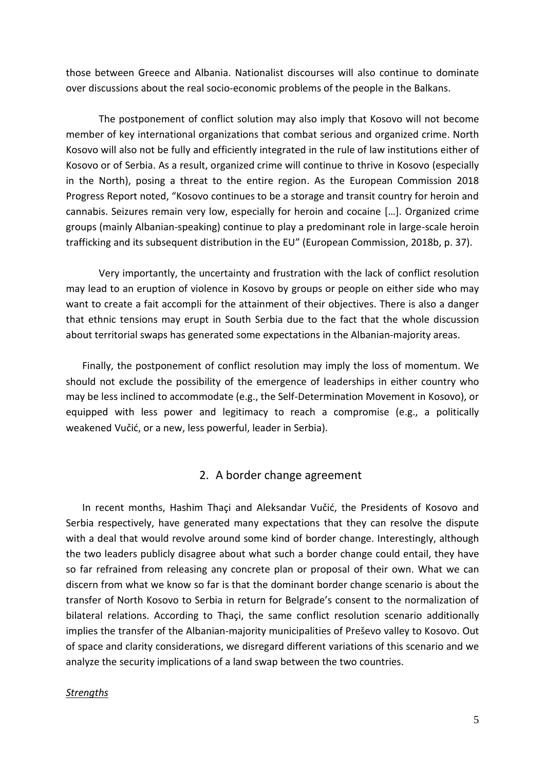those between Greece and Albania. Nationalist discourses will also continue to dominate over discussions about the real socio-economic problems of the people in the Balkans.

The postponement of conflict solution may also imply that Kosovo will not become member of key international organizations that combat serious and organized crime. North Kosovo will also not be fully and efficiently integrated in the rule of law institutions either of Kosovo or of Serbia. As a result, organized crime will continue to thrive in Kosovo (especially in the North), posing a threat to the entire region. As the European Commission 2018 Progress Report noted, "Kosovo continues to be a storage and transit country for heroin and cannabis. Seizures remain very low, especially for heroin and cocaine […]. Organized crime groups (mainly Albanian-speaking) continue to play a predominant role in large-scale heroin trafficking and its subsequent distribution in the EU" (European Commission, 2018b, p. 37).

Very importantly, the uncertainty and frustration with the lack of conflict resolution may lead to an eruption of violence in Kosovo by groups or people on either side who may want to create a fait accompli for the attainment of their objectives. There is also a danger that ethnic tensions may erupt in South Serbia due to the fact that the whole discussion about territorial swaps has generated some expectations in the Albanian-majority areas.

Finally, the postponement of conflict resolution may imply the loss of momentum. We should not exclude the possibility of the emergence of leaderships in either country who may be less inclined to accommodate (e.g., the Self-Determination Movement in Kosovo), or equipped with less power and legitimacy to reach a compromise (e.g., a politically weakened Vučić, or a new, less powerful, leader in Serbia).

## 2. A border change agreement

In recent months, Hashim Thaçi and Aleksandar Vučić, the Presidents of Kosovo and Serbia respectively, have generated many expectations that they can resolve the dispute with a deal that would revolve around some kind of border change. Interestingly, although the two leaders publicly disagree about what such a border change could entail, they have so far refrained from releasing any concrete plan or proposal of their own. What we can discern from what we know so far is that the dominant border change scenario is about the transfer of North Kosovo to Serbia in return for Belgrade's consent to the normalization of bilateral relations. According to Thaçi, the same conflict resolution scenario additionally implies the transfer of the Albanian-majority municipalities of Preševo valley to Kosovo. Out of space and clarity considerations, we disregard different variations of this scenario and we analyze the security implications of a land swap between the two countries.

*Strengths*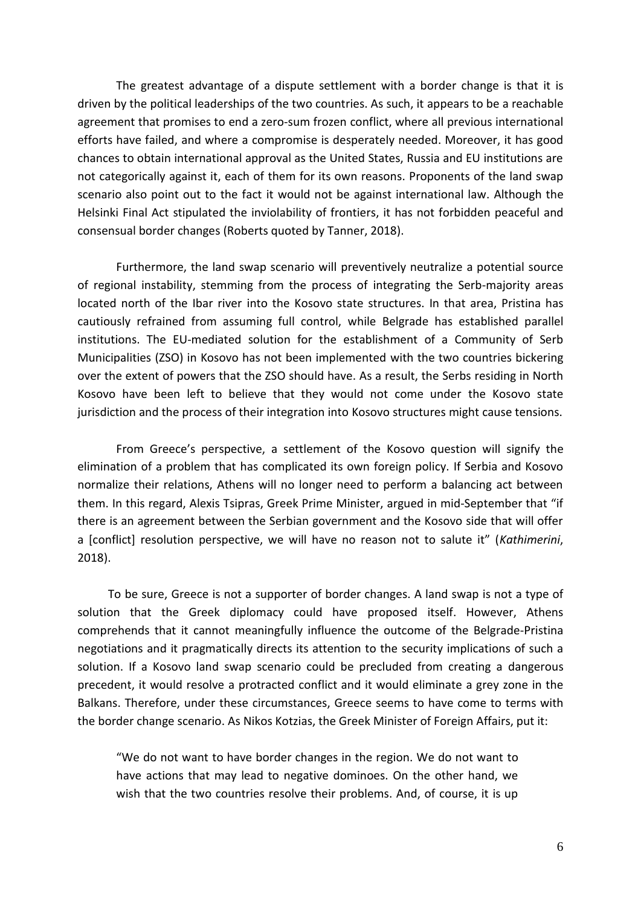The greatest advantage of a dispute settlement with a border change is that it is driven by the political leaderships of the two countries. As such, it appears to be a reachable agreement that promises to end a zero-sum frozen conflict, where all previous international efforts have failed, and where a compromise is desperately needed. Moreover, it has good chances to obtain international approval as the United States, Russia and EU institutions are not categorically against it, each of them for its own reasons. Proponents of the land swap scenario also point out to the fact it would not be against international law. Although the Helsinki Final Act stipulated the inviolability of frontiers, it has not forbidden peaceful and consensual border changes (Roberts quoted by Tanner, 2018).

Furthermore, the land swap scenario will preventively neutralize a potential source of regional instability, stemming from the process of integrating the Serb-majority areas located north of the Ibar river into the Kosovo state structures. In that area, Pristina has cautiously refrained from assuming full control, while Belgrade has established parallel institutions. The EU-mediated solution for the establishment of a Community of Serb Municipalities (ZSO) in Kosovo has not been implemented with the two countries bickering over the extent of powers that the ZSO should have. As a result, the Serbs residing in North Kosovo have been left to believe that they would not come under the Kosovo state jurisdiction and the process of their integration into Kosovo structures might cause tensions.

From Greece's perspective, a settlement of the Kosovo question will signify the elimination of a problem that has complicated its own foreign policy. If Serbia and Kosovo normalize their relations, Athens will no longer need to perform a balancing act between them. In this regard, Alexis Tsipras, Greek Prime Minister, argued in mid-September that "if there is an agreement between the Serbian government and the Kosovo side that will offer a [conflict] resolution perspective, we will have no reason not to salute it" (*Kathimerini*, 2018).

To be sure, Greece is not a supporter of border changes. A land swap is not a type of solution that the Greek diplomacy could have proposed itself. However, Athens comprehends that it cannot meaningfully influence the outcome of the Belgrade-Pristina negotiations and it pragmatically directs its attention to the security implications of such a solution. If a Kosovo land swap scenario could be precluded from creating a dangerous precedent, it would resolve a protracted conflict and it would eliminate a grey zone in the Balkans. Therefore, under these circumstances, Greece seems to have come to terms with the border change scenario. As Nikos Kotzias, the Greek Minister of Foreign Affairs, put it:

> "We do not want to have border changes in the region. We do not want to have actions that may lead to negative dominoes. On the other hand, we wish that the two countries resolve their problems. And, of course, it is up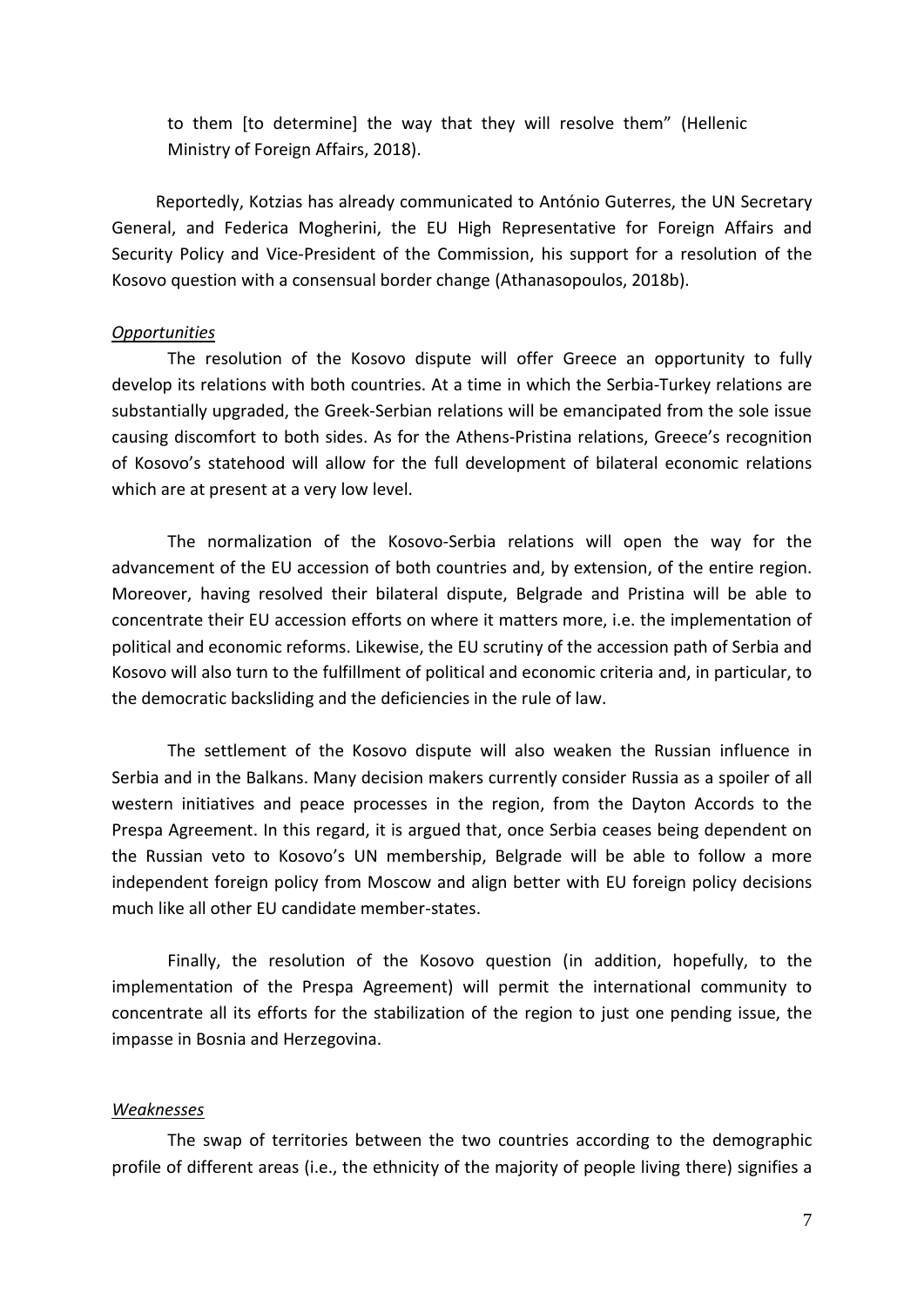to them [to determine] the way that they will resolve them" (Hellenic Ministry of Foreign Affairs, 2018).

Reportedly, Kotzias has already communicated to António Guterres, the UN Secretary General, and Federica Mogherini, the EU High Representative for Foreign Affairs and Security Policy and Vice-President of the Commission, his support for a resolution of the Kosovo question with a consensual border change (Athanasopoulos, 2018b).

*Opportunities*

The resolution of the Kosovo dispute will offer Greece an opportunity to fully develop its relations with both countries. At a time in which the Serbia-Turkey relations are substantially upgraded, the Greek-Serbian relations will be emancipated from the sole issue causing discomfort to both sides. As for the Athens-Pristina relations, Greece's recognition of Kosovo's statehood will allow for the full development of bilateral economic relations which are at present at a very low level.

The normalization of the Kosovo-Serbia relations will open the way for the advancement of the EU accession of both countries and, by extension, of the entire region. Moreover, having resolved their bilateral dispute, Belgrade and Pristina will be able to concentrate their EU accession efforts on where it matters more, i.e. the implementation of political and economic reforms. Likewise, the EU scrutiny of the accession path of Serbia and Kosovo will also turn to the fulfillment of political and economic criteria and, in particular, to the democratic backsliding and the deficiencies in the rule of law.

The settlement of the Kosovo dispute will also weaken the Russian influence in Serbia and in the Balkans. Many decision makers currently consider Russia as a spoiler of all western initiatives and peace processes in the region, from the Dayton Accords to the Prespa Agreement. In this regard, it is argued that, once Serbia ceases being dependent on the Russian veto to Kosovo's UN membership, Belgrade will be able to follow a more independent foreign policy from Moscow and align better with EU foreign policy decisions much like all other EU candidate member-states.

Finally, the resolution of the Kosovo question (in addition, hopefully, to the implementation of the Prespa Agreement) will permit the international community to concentrate all its efforts for the stabilization of the region to just one pending issue, the impasse in Bosnia and Herzegovina.

*Weaknesses*

The swap of territories between the two countries according to the demographic profile of different areas (i.e., the ethnicity of the majority of people living there) signifies a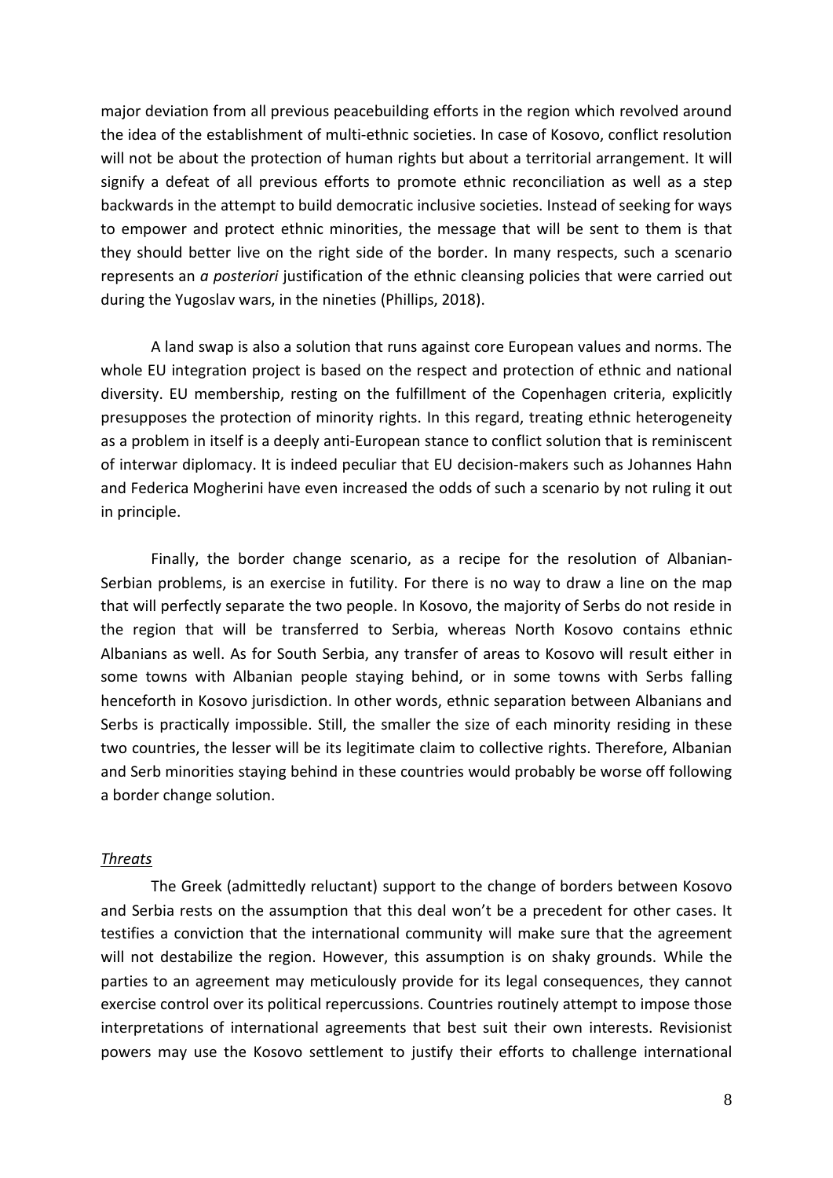major deviation from all previous peacebuilding efforts in the region which revolved around the idea of the establishment of multi-ethnic societies. In case of Kosovo, conflict resolution will not be about the protection of human rights but about a territorial arrangement. It will signify a defeat of all previous efforts to promote ethnic reconciliation as well as a step backwards in the attempt to build democratic inclusive societies. Instead of seeking for ways to empower and protect ethnic minorities, the message that will be sent to them is that they should better live on the right side of the border. In many respects, such a scenario represents an *a posteriori* justification of the ethnic cleansing policies that were carried out during the Yugoslav wars, in the nineties (Phillips, 2018).

A land swap is also a solution that runs against core European values and norms. The whole EU integration project is based on the respect and protection of ethnic and national diversity. EU membership, resting on the fulfillment of the Copenhagen criteria, explicitly presupposes the protection of minority rights. In this regard, treating ethnic heterogeneity as a problem in itself is a deeply anti-European stance to conflict solution that is reminiscent of interwar diplomacy. It is indeed peculiar that EU decision-makers such as Johannes Hahn and Federica Mogherini have even increased the odds of such a scenario by not ruling it out in principle.

Finally, the border change scenario, as a recipe for the resolution of Albanian-Serbian problems, is an exercise in futility. For there is no way to draw a line on the map that will perfectly separate the two people. In Kosovo, the majority of Serbs do not reside in the region that will be transferred to Serbia, whereas North Kosovo contains ethnic Albanians as well. As for South Serbia, any transfer of areas to Kosovo will result either in some towns with Albanian people staying behind, or in some towns with Serbs falling henceforth in Kosovo jurisdiction. In other words, ethnic separation between Albanians and Serbs is practically impossible. Still, the smaller the size of each minority residing in these two countries, the lesser will be its legitimate claim to collective rights. Therefore, Albanian and Serb minorities staying behind in these countries would probably be worse off following a border change solution.

#### *Threats*

The Greek (admittedly reluctant) support to the change of borders between Kosovo and Serbia rests on the assumption that this deal won't be a precedent for other cases. It testifies a conviction that the international community will make sure that the agreement will not destabilize the region. However, this assumption is on shaky grounds. While the parties to an agreement may meticulously provide for its legal consequences, they cannot exercise control over its political repercussions. Countries routinely attempt to impose those interpretations of international agreements that best suit their own interests. Revisionist powers may use the Kosovo settlement to justify their efforts to challenge international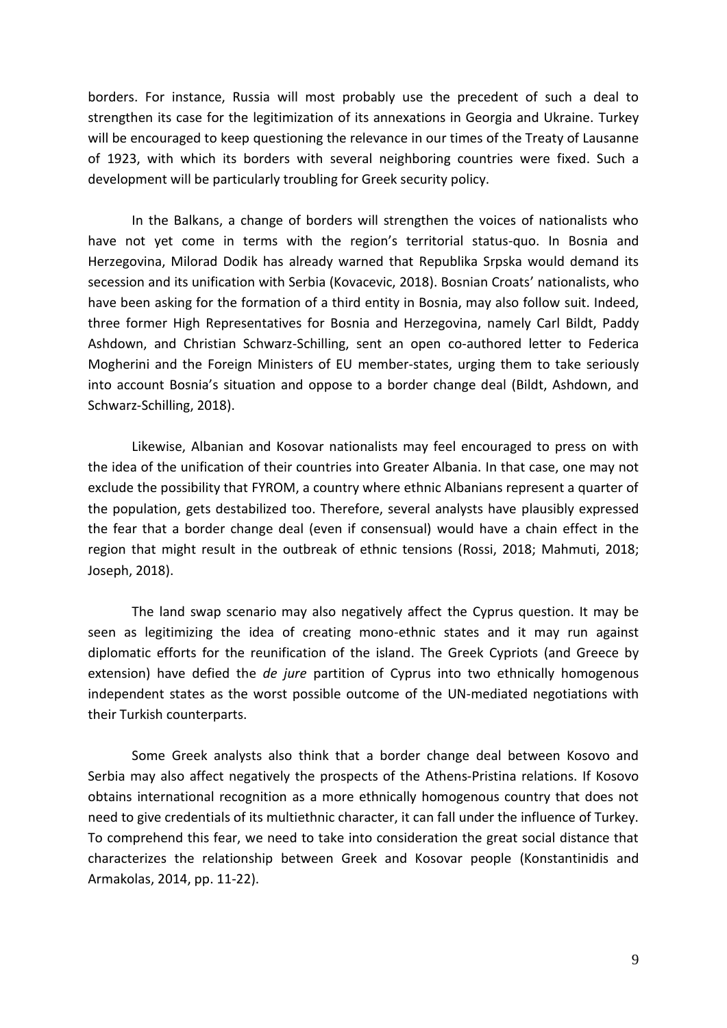borders. For instance, Russia will most probably use the precedent of such a deal to strengthen its case for the legitimization of its annexations in Georgia and Ukraine. Turkey will be encouraged to keep questioning the relevance in our times of the Treaty of Lausanne of 1923, with which its borders with several neighboring countries were fixed. Such a development will be particularly troubling for Greek security policy.

In the Balkans, a change of borders will strengthen the voices of nationalists who have not yet come in terms with the region's territorial status-quo. In Bosnia and Herzegovina, Milorad Dodik has already warned that Republika Srpska would demand its secession and its unification with Serbia (Kovacevic, 2018). Bosnian Croats' nationalists, who have been asking for the formation of a third entity in Bosnia, may also follow suit. Indeed, three former High Representatives for Bosnia and Herzegovina, namely Carl Bildt, Paddy Ashdown, and Christian Schwarz-Schilling, sent an open co-authored letter to Federica Mogherini and the Foreign Ministers of EU member-states, urging them to take seriously into account Bosnia's situation and oppose to a border change deal (Bildt, Ashdown, and Schwarz-Schilling, 2018).

Likewise, Albanian and Kosovar nationalists may feel encouraged to press on with the idea of the unification of their countries into Greater Albania. In that case, one may not exclude the possibility that FYROM, a country where ethnic Albanians represent a quarter of the population, gets destabilized too. Therefore, several analysts have plausibly expressed the fear that a border change deal (even if consensual) would have a chain effect in the region that might result in the outbreak of ethnic tensions (Rossi, 2018; Mahmuti, 2018; Joseph, 2018).

The land swap scenario may also negatively affect the Cyprus question. It may be seen as legitimizing the idea of creating mono-ethnic states and it may run against diplomatic efforts for the reunification of the island. The Greek Cypriots (and Greece by extension) have defied the *de jure* partition of Cyprus into two ethnically homogenous independent states as the worst possible outcome of the UN-mediated negotiations with their Turkish counterparts.

Some Greek analysts also think that a border change deal between Kosovo and Serbia may also affect negatively the prospects of the Athens-Pristina relations. If Kosovo obtains international recognition as a more ethnically homogenous country that does not need to give credentials of its multiethnic character, it can fall under the influence of Turkey. To comprehend this fear, we need to take into consideration the great social distance that characterizes the relationship between Greek and Kosovar people (Konstantinidis and Armakolas, 2014, pp. 11-22).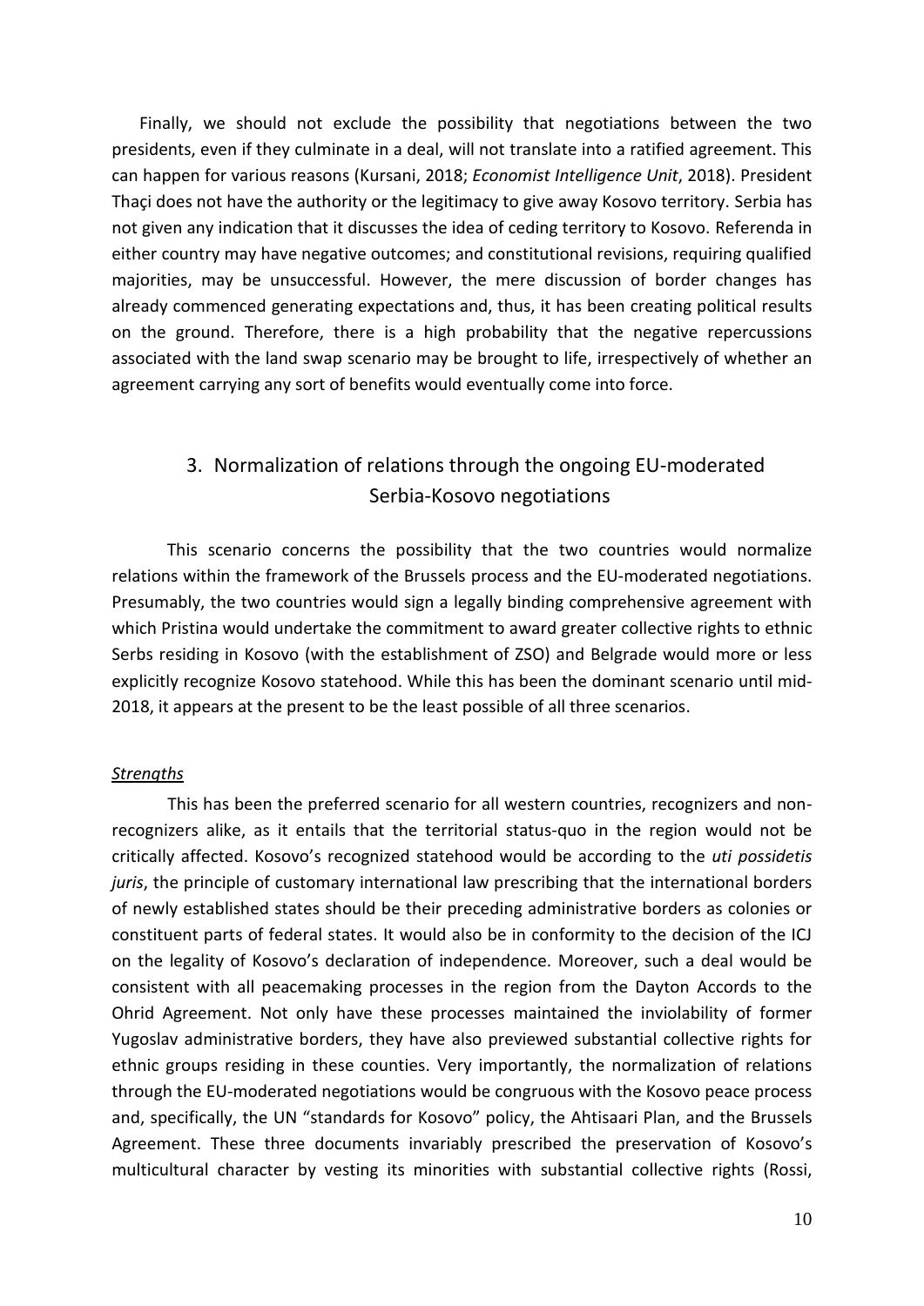Finally, we should not exclude the possibility that negotiations between the two presidents, even if they culminate in a deal, will not translate into a ratified agreement. This can happen for various reasons (Kursani, 2018; *Economist Intelligence Unit*, 2018). President Thaçi does not have the authority or the legitimacy to give away Kosovo territory. Serbia has not given any indication that it discusses the idea of ceding territory to Kosovo. Referenda in either country may have negative outcomes; and constitutional revisions, requiring qualified majorities, may be unsuccessful. However, the mere discussion of border changes has already commenced generating expectations and, thus, it has been creating political results on the ground. Therefore, there is a high probability that the negative repercussions associated with the land swap scenario may be brought to life, irrespectively of whether an agreement carrying any sort of benefits would eventually come into force.

## 3. Normalization of relations through the ongoing EU-moderated Serbia-Kosovo negotiations

This scenario concerns the possibility that the two countries would normalize relations within the framework of the Brussels process and the EU-moderated negotiations. Presumably, the two countries would sign a legally binding comprehensive agreement with which Pristina would undertake the commitment to award greater collective rights to ethnic Serbs residing in Kosovo (with the establishment of ZSO) and Belgrade would more or less explicitly recognize Kosovo statehood. While this has been the dominant scenario until mid-2018, it appears at the present to be the least possible of all three scenarios.

*Strengths*

This has been the preferred scenario for all western countries, recognizers and non-recognizers alike, as it entails that the territorial status-quo in the region would not be critically affected. Kosovo's recognized statehood would be according to the *uti possidetis juris*, the principle of customary international law prescribing that the international borders of newly established states should be their preceding administrative borders as colonies or constituent parts of federal states. It would also be in conformity to the decision of the ICJ on the legality of Kosovo's declaration of independence. Moreover, such a deal would be consistent with all peacemaking processes in the region from the Dayton Accords to the Ohrid Agreement. Not only have these processes maintained the inviolability of former Yugoslav administrative borders, they have also previewed substantial collective rights for ethnic groups residing in these counties. Very importantly, the normalization of relations through the EU-moderated negotiations would be congruous with the Kosovo peace process and, specifically, the UN "standards for Kosovo" policy, the Ahtisaari Plan, and the Brussels Agreement. These three documents invariably prescribed the preservation of Kosovo's multicultural character by vesting its minorities with substantial collective rights (Rossi,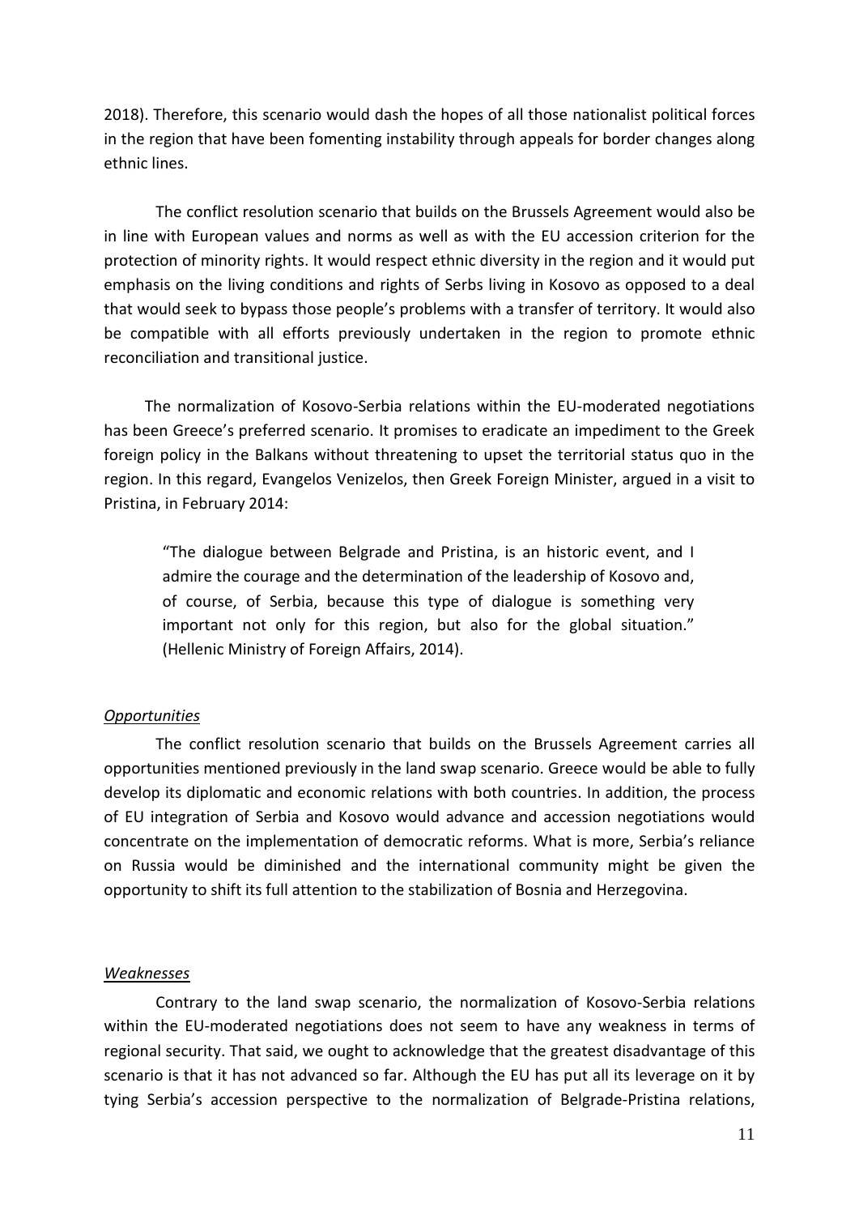2018). Therefore, this scenario would dash the hopes of all those nationalist political forces in the region that have been fomenting instability through appeals for border changes along ethnic lines.

The conflict resolution scenario that builds on the Brussels Agreement would also be in line with European values and norms as well as with the EU accession criterion for the protection of minority rights. It would respect ethnic diversity in the region and it would put emphasis on the living conditions and rights of Serbs living in Kosovo as opposed to a deal that would seek to bypass those people's problems with a transfer of territory. It would also be compatible with all efforts previously undertaken in the region to promote ethnic reconciliation and transitional justice.

The normalization of Kosovo-Serbia relations within the EU-moderated negotiations has been Greece's preferred scenario. It promises to eradicate an impediment to the Greek foreign policy in the Balkans without threatening to upset the territorial status quo in the region. In this regard, Evangelos Venizelos, then Greek Foreign Minister, argued in a visit to Pristina, in February 2014:

> "The dialogue between Belgrade and Pristina, is an historic event, and I admire the courage and the determination of the leadership of Kosovo and, of course, of Serbia, because this type of dialogue is something very important not only for this region, but also for the global situation." (Hellenic Ministry of Foreign Affairs, 2014).

*Opportunities*

The conflict resolution scenario that builds on the Brussels Agreement carries all opportunities mentioned previously in the land swap scenario. Greece would be able to fully develop its diplomatic and economic relations with both countries. In addition, the process of EU integration of Serbia and Kosovo would advance and accession negotiations would concentrate on the implementation of democratic reforms. What is more, Serbia's reliance on Russia would be diminished and the international community might be given the opportunity to shift its full attention to the stabilization of Bosnia and Herzegovina.

*Weaknesses*

Contrary to the land swap scenario, the normalization of Kosovo-Serbia relations within the EU-moderated negotiations does not seem to have any weakness in terms of regional security. That said, we ought to acknowledge that the greatest disadvantage of this scenario is that it has not advanced so far. Although the EU has put all its leverage on it by tying Serbia's accession perspective to the normalization of Belgrade-Pristina relations,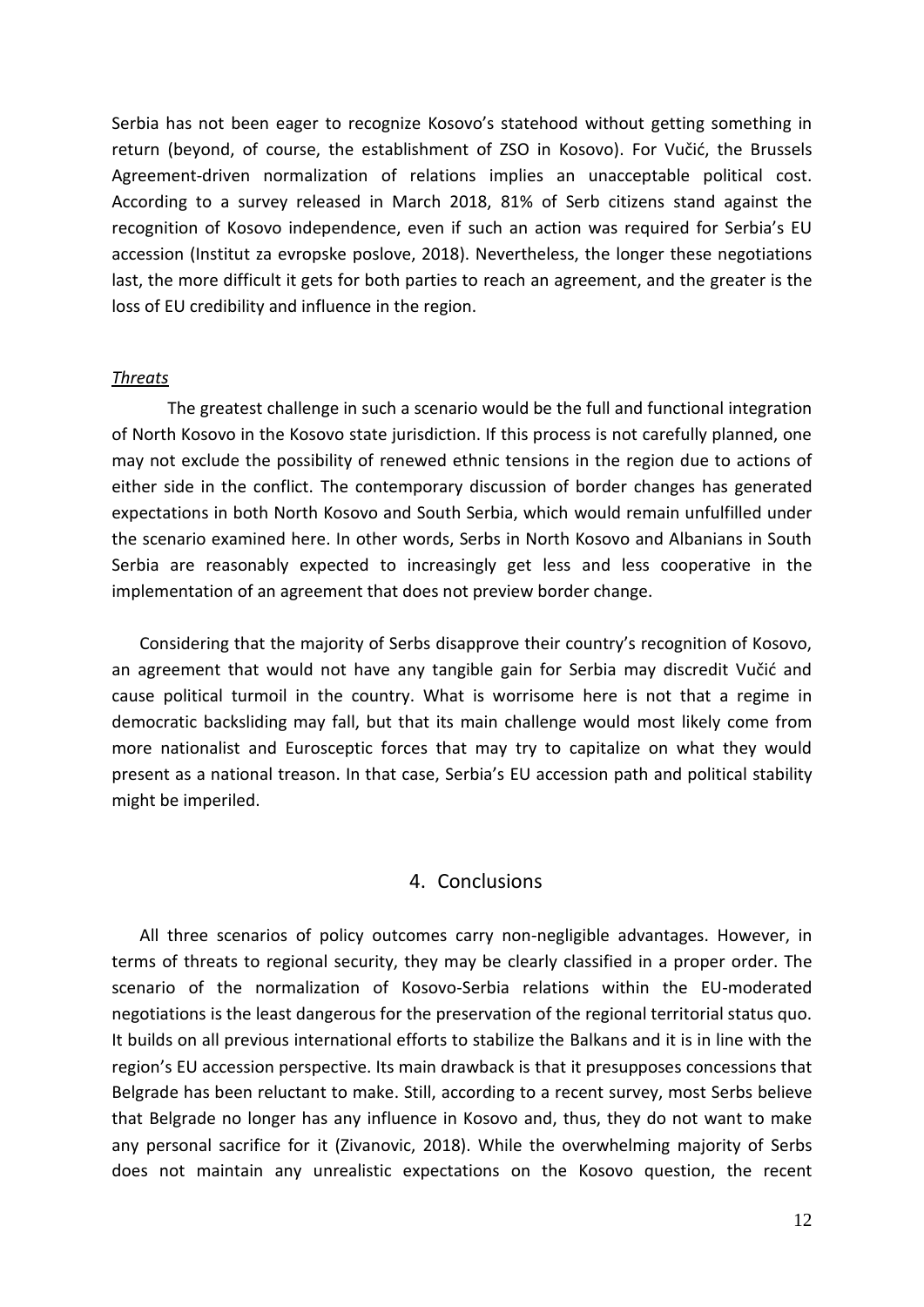Serbia has not been eager to recognize Kosovo's statehood without getting something in return (beyond, of course, the establishment of ZSO in Kosovo). For Vučić, the Brussels Agreement-driven normalization of relations implies an unacceptable political cost. According to a survey released in March 2018, 81% of Serb citizens stand against the recognition of Kosovo independence, even if such an action was required for Serbia's EU accession (Institut za evropske poslove, 2018). Nevertheless, the longer these negotiations last, the more difficult it gets for both parties to reach an agreement, and the greater is the loss of EU credibility and influence in the region.

#### *Threats*

The greatest challenge in such a scenario would be the full and functional integration of North Kosovo in the Kosovo state jurisdiction. If this process is not carefully planned, one may not exclude the possibility of renewed ethnic tensions in the region due to actions of either side in the conflict. The contemporary discussion of border changes has generated expectations in both North Kosovo and South Serbia, which would remain unfulfilled under the scenario examined here. In other words, Serbs in North Kosovo and Albanians in South Serbia are reasonably expected to increasingly get less and less cooperative in the implementation of an agreement that does not preview border change.

Considering that the majority of Serbs disapprove their country's recognition of Kosovo, an agreement that would not have any tangible gain for Serbia may discredit Vučić and cause political turmoil in the country. What is worrisome here is not that a regime in democratic backsliding may fall, but that its main challenge would most likely come from more nationalist and Eurosceptic forces that may try to capitalize on what they would present as a national treason. In that case, Serbia's EU accession path and political stability might be imperiled.

## 4. Conclusions

All three scenarios of policy outcomes carry non-negligible advantages. However, in terms of threats to regional security, they may be clearly classified in a proper order. The scenario of the normalization of Kosovo-Serbia relations within the EU-moderated negotiations is the least dangerous for the preservation of the regional territorial status quo. It builds on all previous international efforts to stabilize the Balkans and it is in line with the region's EU accession perspective. Its main drawback is that it presupposes concessions that Belgrade has been reluctant to make. Still, according to a recent survey, most Serbs believe that Belgrade no longer has any influence in Kosovo and, thus, they do not want to make any personal sacrifice for it (Zivanovic, 2018). While the overwhelming majority of Serbs does not maintain any unrealistic expectations on the Kosovo question, the recent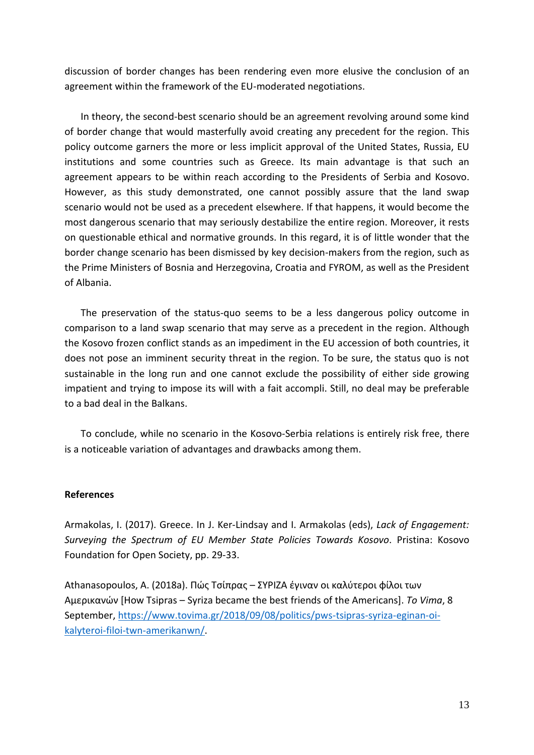discussion of border changes has been rendering even more elusive the conclusion of an agreement within the framework of the EU-moderated negotiations.

In theory, the second-best scenario should be an agreement revolving around some kind of border change that would masterfully avoid creating any precedent for the region. This policy outcome garners the more or less implicit approval of the United States, Russia, EU institutions and some countries such as Greece. Its main advantage is that such an agreement appears to be within reach according to the Presidents of Serbia and Kosovo. However, as this study demonstrated, one cannot possibly assure that the land swap scenario would not be used as a precedent elsewhere. If that happens, it would become the most dangerous scenario that may seriously destabilize the entire region. Moreover, it rests on questionable ethical and normative grounds. In this regard, it is of little wonder that the border change scenario has been dismissed by key decision-makers from the region, such as the Prime Ministers of Bosnia and Herzegovina, Croatia and FYROM, as well as the President of Albania.

The preservation of the status-quo seems to be a less dangerous policy outcome in comparison to a land swap scenario that may serve as a precedent in the region. Although the Kosovo frozen conflict stands as an impediment in the EU accession of both countries, it does not pose an imminent security threat in the region. To be sure, the status quo is not sustainable in the long run and one cannot exclude the possibility of either side growing impatient and trying to impose its will with a fait accompli. Still, no deal may be preferable to a bad deal in the Balkans.

To conclude, while no scenario in the Kosovo-Serbia relations is entirely risk free, there is a noticeable variation of advantages and drawbacks among them.

**References**

Armakolas, I. (2017). Greece. In J. Ker-Lindsay and I. Armakolas (eds), *Lack of Engagement: Surveying the Spectrum of EU Member State Policies Towards Kosovo*. Pristina: Kosovo Foundation for Open Society, pp. 29-33.

Athanasopoulos, A. (2018a). Πώς Τσίπρας – ΣΥΡΙΖΑ έγιναν οι καλύτεροι φίλοι των Αμερικανών [How Tsipras – Syriza became the best friends of the Americans]. *To Vima*, 8 September, https://www.tovima.gr/2018/09/08/politics/pws-tsipras-syriza-eginan-oi-kalyteroi-filoi-twn-amerikanwn/.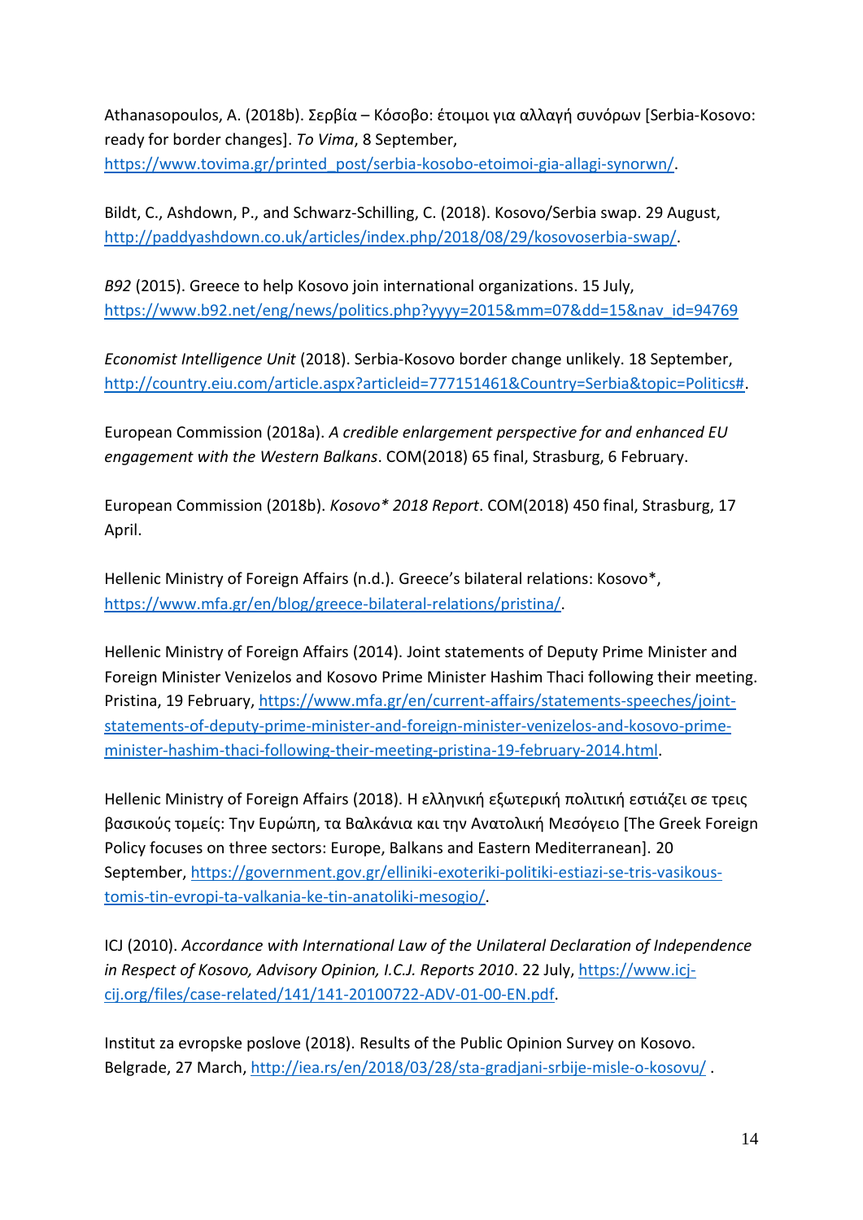Athanasopoulos, A. (2018b). Σερβία – Κόσοβο: έτοιμοι για αλλαγή συνόρων [Serbia-Kosovo: ready for border changes]. *To Vima*, 8 September, https://www.tovima.gr/printed_post/serbia-kosobo-etoimoi-gia-allagi-synorwn/.

Bildt, C., Ashdown, P., and Schwarz-Schilling, C. (2018). Kosovo/Serbia swap. 29 August, http://paddyashdown.co.uk/articles/index.php/2018/08/29/kosovoserbia-swap/.

*B92* (2015). Greece to help Kosovo join international organizations. 15 July, https://www.b92.net/eng/news/politics.php?yyyy=2015&mm=07&dd=15&nav_id=94769

*Economist Intelligence Unit* (2018). Serbia-Kosovo border change unlikely. 18 September, http://country.eiu.com/article.aspx?articleid=777151461&Country=Serbia&topic=Politics#.

European Commission (2018a). *A credible enlargement perspective for and enhanced EU engagement with the Western Balkans*. COM(2018) 65 final, Strasburg, 6 February.

European Commission (2018b). *Kosovo* 2018 Report*. COM(2018) 450 final, Strasburg, 17 April.

Hellenic Ministry of Foreign Affairs (n.d.). Greece's bilateral relations: Kosovo*, https://www.mfa.gr/en/blog/greece-bilateral-relations/pristina/.

Hellenic Ministry of Foreign Affairs (2014). Joint statements of Deputy Prime Minister and Foreign Minister Venizelos and Kosovo Prime Minister Hashim Thaci following their meeting. Pristina, 19 February, https://www.mfa.gr/en/current-affairs/statements-speeches/joint-statements-of-deputy-prime-minister-and-foreign-minister-venizelos-and-kosovo-prime-minister-hashim-thaci-following-their-meeting-pristina-19-february-2014.html.

Hellenic Ministry of Foreign Affairs (2018). Η ελληνική εξωτερική πολιτική εστιάζει σε τρεις βασικούς τομείς: Την Ευρώπη, τα Βαλκάνια και την Ανατολική Μεσόγειο [The Greek Foreign Policy focuses on three sectors: Europe, Balkans and Eastern Mediterranean]. 20 September, https://government.gov.gr/elliniki-exoteriki-politiki-estiazi-se-tris-vasikous-tomis-tin-evropi-ta-valkania-ke-tin-anatoliki-mesogio/.

ICJ (2010). *Accordance with International Law of the Unilateral Declaration of Independence in Respect of Kosovo, Advisory Opinion, I.C.J. Reports 2010*. 22 July, https://www.icj-cij.org/files/case-related/141/141-20100722-ADV-01-00-EN.pdf.

Institut za evropske poslove (2018). Results of the Public Opinion Survey on Kosovo. Belgrade, 27 March, http://iea.rs/en/2018/03/28/sta-gradjani-srbije-misle-o-kosovu/ .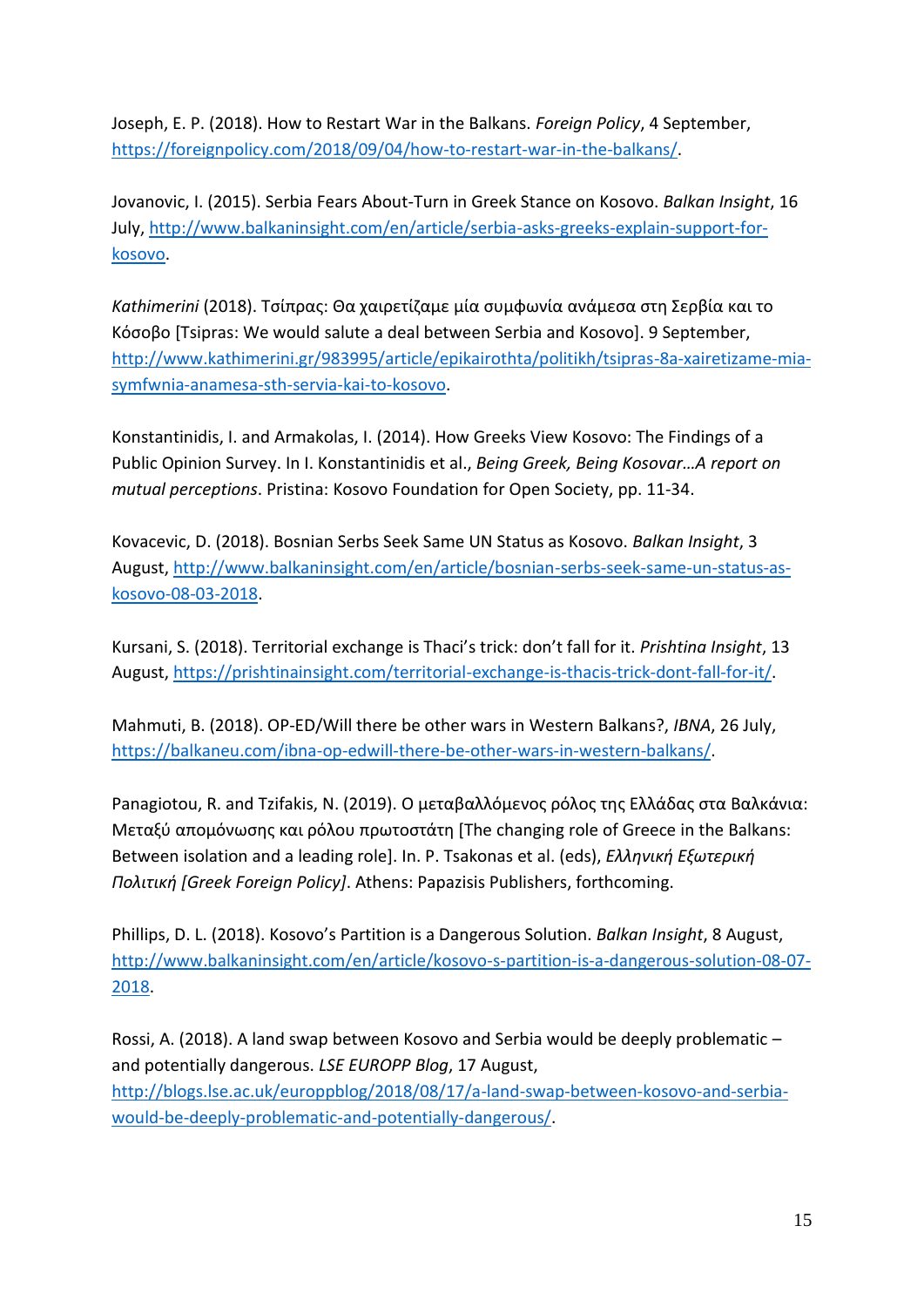Joseph, E. P. (2018). How to Restart War in the Balkans. *Foreign Policy*, 4 September, https://foreignpolicy.com/2018/09/04/how-to-restart-war-in-the-balkans/.

Jovanovic, I. (2015). Serbia Fears About-Turn in Greek Stance on Kosovo. *Balkan Insight*, 16 July, http://www.balkaninsight.com/en/article/serbia-asks-greeks-explain-support-for-kosovo.

*Kathimerini* (2018). Τσίπρας: Θα χαιρετίζαμε μία συμφωνία ανάμεσα στη Σερβία και το Κόσοβο [Tsipras: We would salute a deal between Serbia and Kosovo]. 9 September, http://www.kathimerini.gr/983995/article/epikairothta/politikh/tsipras-8a-xairetizame-mia-symfwnia-anamesa-sth-servia-kai-to-kosovo.

Konstantinidis, I. and Armakolas, I. (2014). How Greeks View Kosovo: The Findings of a Public Opinion Survey. In I. Konstantinidis et al., *Being Greek, Being Kosovar…A report on mutual perceptions*. Pristina: Kosovo Foundation for Open Society, pp. 11-34.

Kovacevic, D. (2018). Bosnian Serbs Seek Same UN Status as Kosovo. *Balkan Insight*, 3 August, http://www.balkaninsight.com/en/article/bosnian-serbs-seek-same-un-status-as-kosovo-08-03-2018.

Kursani, S. (2018). Territorial exchange is Thaci's trick: don't fall for it. *Prishtina Insight*, 13 August, https://prishtinainsight.com/territorial-exchange-is-thacis-trick-dont-fall-for-it/.

Mahmuti, B. (2018). OP-ED/Will there be other wars in Western Balkans?, *IBNA*, 26 July, https://balkaneu.com/ibna-op-edwill-there-be-other-wars-in-western-balkans/.

Panagiotou, R. and Tzifakis, N. (2019). Ο μεταβαλλόμενος ρόλος της Ελλάδας στα Βαλκάνια: Μεταξύ απομόνωσης και ρόλου πρωτοστάτη [The changing role of Greece in the Balkans: Between isolation and a leading role]. In. P. Tsakonas et al. (eds), *Ελληνική Εξωτερική Πολιτική [Greek Foreign Policy]*. Athens: Papazisis Publishers, forthcoming.

Phillips, D. L. (2018). Kosovo's Partition is a Dangerous Solution. *Balkan Insight*, 8 August, http://www.balkaninsight.com/en/article/kosovo-s-partition-is-a-dangerous-solution-08-07-2018.

Rossi, A. (2018). A land swap between Kosovo and Serbia would be deeply problematic – and potentially dangerous. *LSE EUROPP Blog*, 17 August, http://blogs.lse.ac.uk/europpblog/2018/08/17/a-land-swap-between-kosovo-and-serbia-would-be-deeply-problematic-and-potentially-dangerous/.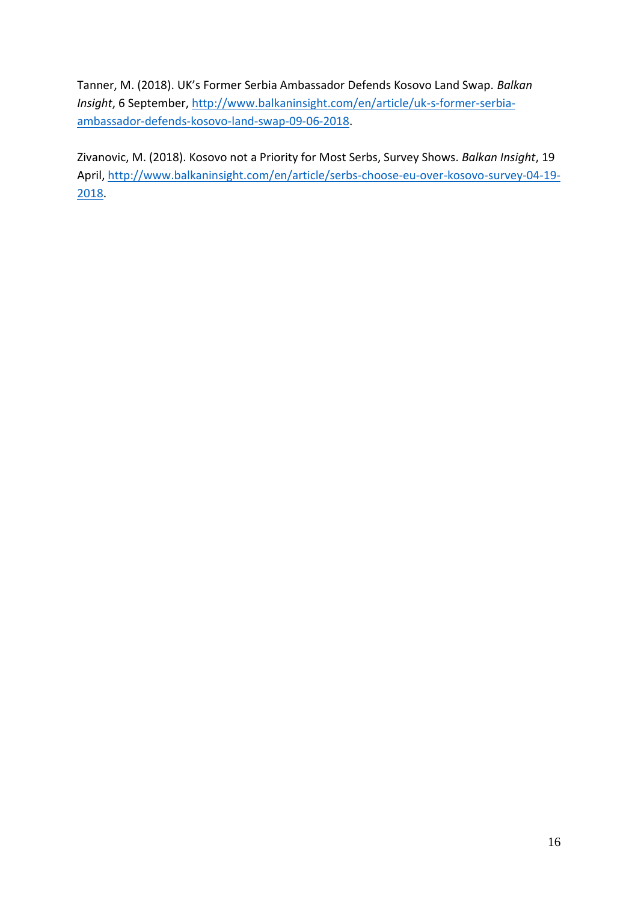Tanner, M. (2018). UK's Former Serbia Ambassador Defends Kosovo Land Swap. *Balkan Insight*, 6 September, http://www.balkaninsight.com/en/article/uk-s-former-serbia-ambassador-defends-kosovo-land-swap-09-06-2018.

Zivanovic, M. (2018). Kosovo not a Priority for Most Serbs, Survey Shows. *Balkan Insight*, 19 April, http://www.balkaninsight.com/en/article/serbs-choose-eu-over-kosovo-survey-04-19-2018.